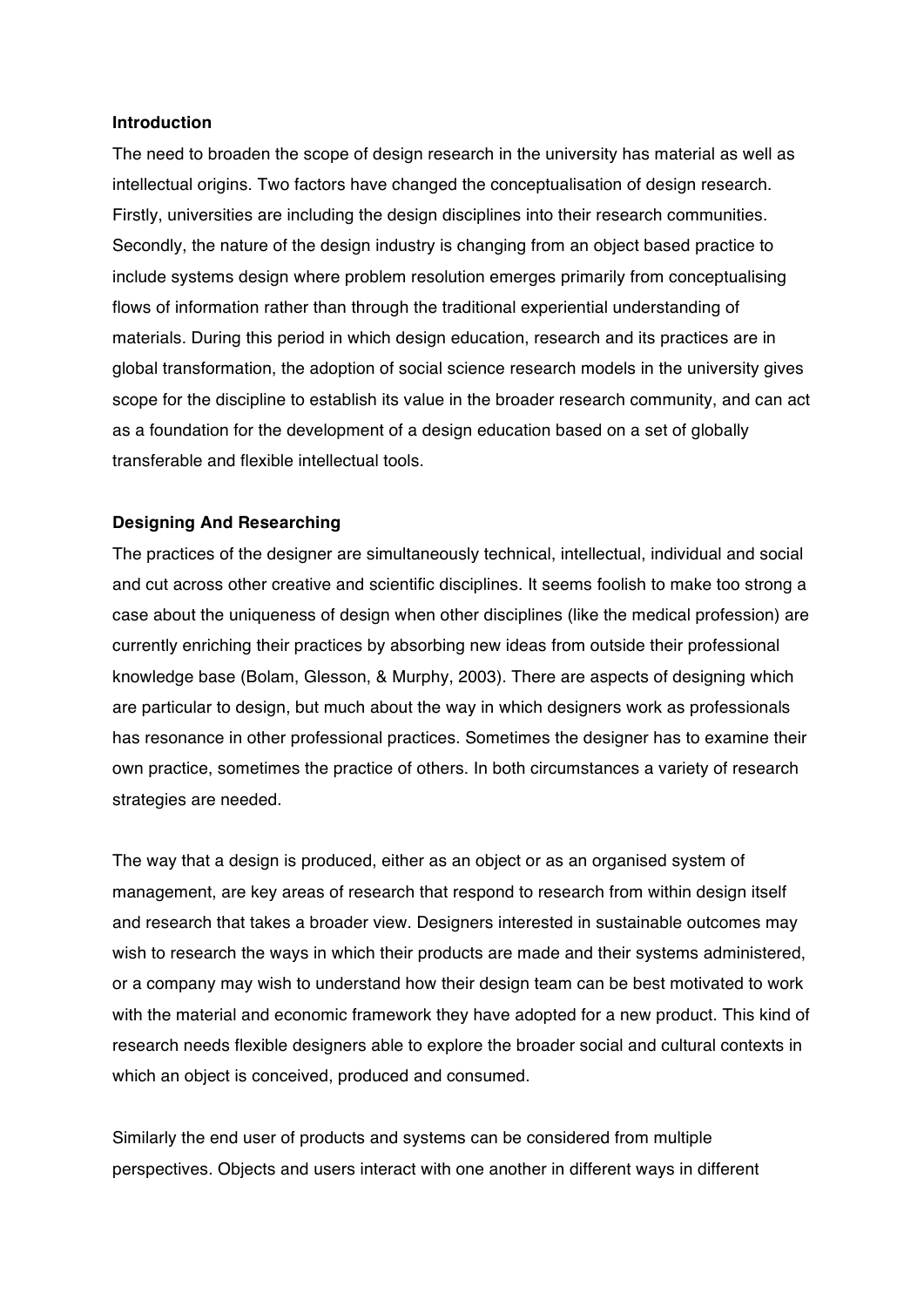**Introduction**

The need to broaden the scope of design research in the university has material as well as intellectual origins. Two factors have changed the conceptualisation of design research. Firstly, universities are including the design disciplines into their research communities. Secondly, the nature of the design industry is changing from an object based practice to include systems design where problem resolution emerges primarily from conceptualising flows of information rather than through the traditional experiential understanding of materials. During this period in which design education, research and its practices are in global transformation, the adoption of social science research models in the university gives scope for the discipline to establish its value in the broader research community, and can act as a foundation for the development of a design education based on a set of globally transferable and flexible intellectual tools.

**Designing And Researching**

The practices of the designer are simultaneously technical, intellectual, individual and social and cut across other creative and scientific disciplines. It seems foolish to make too strong a case about the uniqueness of design when other disciplines (like the medical profession) are currently enriching their practices by absorbing new ideas from outside their professional knowledge base (Bolam, Glesson, & Murphy, 2003). There are aspects of designing which are particular to design, but much about the way in which designers work as professionals has resonance in other professional practices. Sometimes the designer has to examine their own practice, sometimes the practice of others. In both circumstances a variety of research strategies are needed.

The way that a design is produced, either as an object or as an organised system of management, are key areas of research that respond to research from within design itself and research that takes a broader view. Designers interested in sustainable outcomes may wish to research the ways in which their products are made and their systems administered, or a company may wish to understand how their design team can be best motivated to work with the material and economic framework they have adopted for a new product. This kind of research needs flexible designers able to explore the broader social and cultural contexts in which an object is conceived, produced and consumed.

Similarly the end user of products and systems can be considered from multiple perspectives. Objects and users interact with one another in different ways in different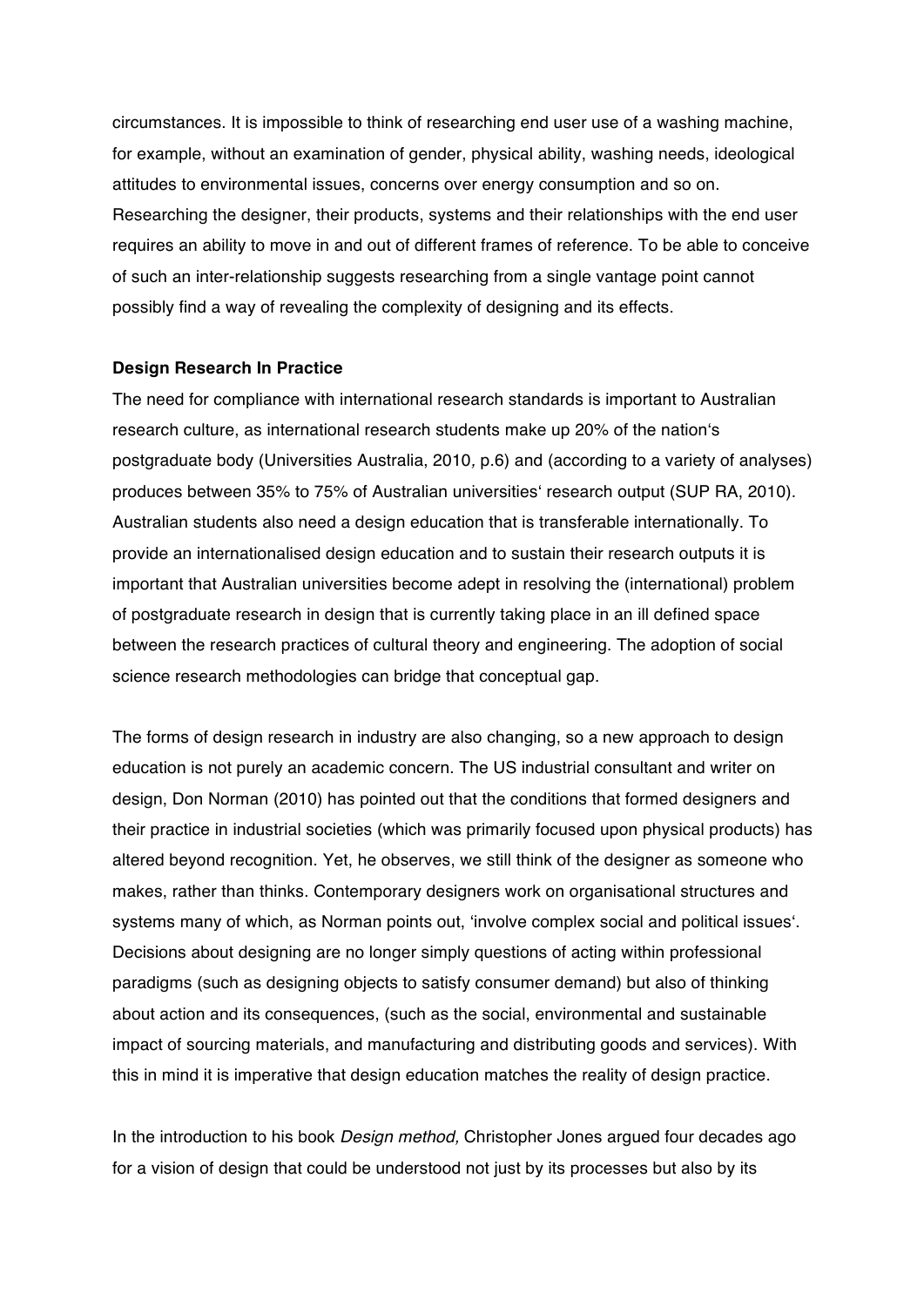circumstances. It is impossible to think of researching end user use of a washing machine, for example, without an examination of gender, physical ability, washing needs, ideological attitudes to environmental issues, concerns over energy consumption and so on. Researching the designer, their products, systems and their relationships with the end user requires an ability to move in and out of different frames of reference. To be able to conceive of such an inter-relationship suggests researching from a single vantage point cannot possibly find a way of revealing the complexity of designing and its effects.

**Design Research In Practice**

The need for compliance with international research standards is important to Australian research culture, as international research students make up 20% of the nation's postgraduate body (Universities Australia, 2010*,* p.6) and (according to a variety of analyses) produces between 35% to 75% of Australian universities' research output (SUP RA, 2010). Australian students also need a design education that is transferable internationally. To provide an internationalised design education and to sustain their research outputs it is important that Australian universities become adept in resolving the (international) problem of postgraduate research in design that is currently taking place in an ill defined space between the research practices of cultural theory and engineering. The adoption of social science research methodologies can bridge that conceptual gap.

The forms of design research in industry are also changing, so a new approach to design education is not purely an academic concern. The US industrial consultant and writer on design, Don Norman (2010) has pointed out that the conditions that formed designers and their practice in industrial societies (which was primarily focused upon physical products) has altered beyond recognition. Yet, he observes, we still think of the designer as someone who makes, rather than thinks. Contemporary designers work on organisational structures and systems many of which, as Norman points out, 'involve complex social and political issues'. Decisions about designing are no longer simply questions of acting within professional paradigms (such as designing objects to satisfy consumer demand) but also of thinking about action and its consequences, (such as the social, environmental and sustainable impact of sourcing materials, and manufacturing and distributing goods and services). With this in mind it is imperative that design education matches the reality of design practice.

In the introduction to his book *Design method,* Christopher Jones argued four decades ago for a vision of design that could be understood not just by its processes but also by its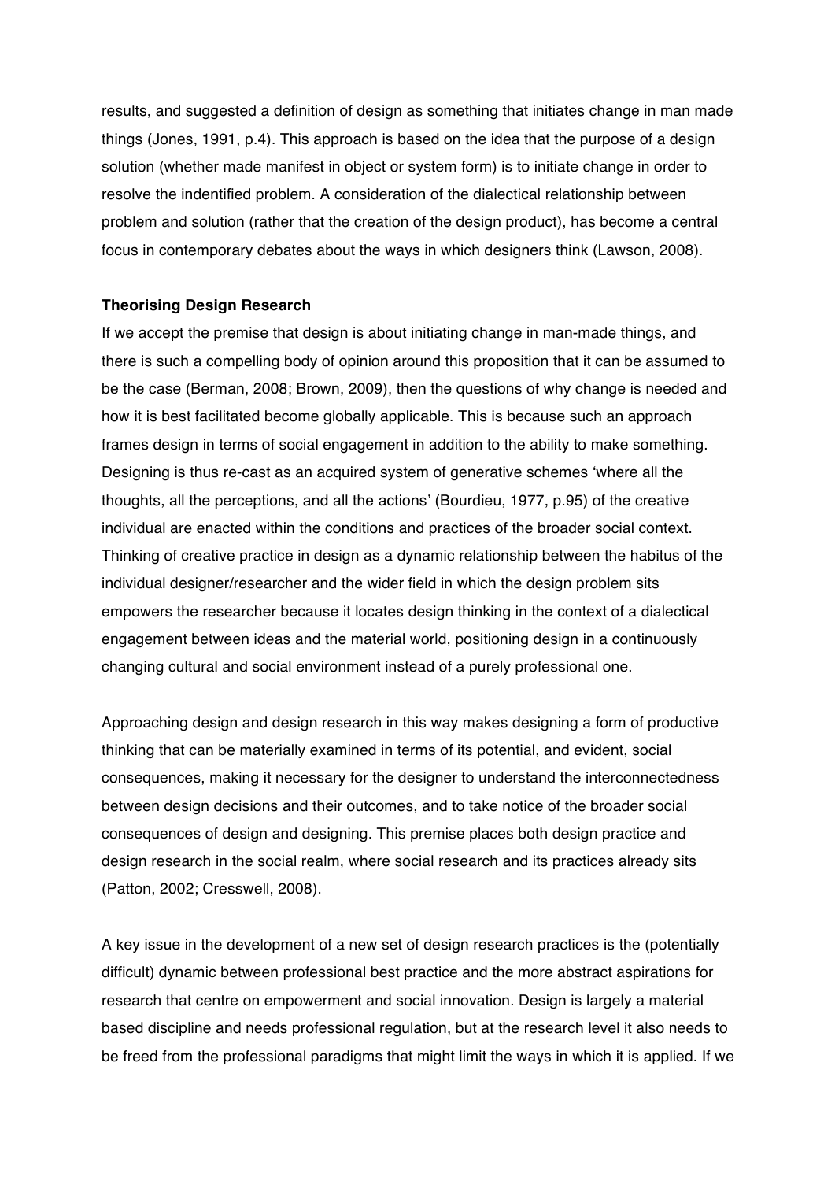results, and suggested a definition of design as something that initiates change in man made things (Jones, 1991, p.4). This approach is based on the idea that the purpose of a design solution (whether made manifest in object or system form) is to initiate change in order to resolve the indentified problem. A consideration of the dialectical relationship between problem and solution (rather that the creation of the design product), has become a central focus in contemporary debates about the ways in which designers think (Lawson, 2008).

**Theorising Design Research**

If we accept the premise that design is about initiating change in man-made things, and there is such a compelling body of opinion around this proposition that it can be assumed to be the case (Berman, 2008; Brown, 2009), then the questions of why change is needed and how it is best facilitated become globally applicable. This is because such an approach frames design in terms of social engagement in addition to the ability to make something. Designing is thus re-cast as an acquired system of generative schemes 'where all the thoughts, all the perceptions, and all the actions' (Bourdieu, 1977, p.95) of the creative individual are enacted within the conditions and practices of the broader social context. Thinking of creative practice in design as a dynamic relationship between the habitus of the individual designer/researcher and the wider field in which the design problem sits empowers the researcher because it locates design thinking in the context of a dialectical engagement between ideas and the material world, positioning design in a continuously changing cultural and social environment instead of a purely professional one.

Approaching design and design research in this way makes designing a form of productive thinking that can be materially examined in terms of its potential, and evident, social consequences, making it necessary for the designer to understand the interconnectedness between design decisions and their outcomes, and to take notice of the broader social consequences of design and designing. This premise places both design practice and design research in the social realm, where social research and its practices already sits (Patton, 2002; Cresswell, 2008).

A key issue in the development of a new set of design research practices is the (potentially difficult) dynamic between professional best practice and the more abstract aspirations for research that centre on empowerment and social innovation. Design is largely a material based discipline and needs professional regulation, but at the research level it also needs to be freed from the professional paradigms that might limit the ways in which it is applied. If we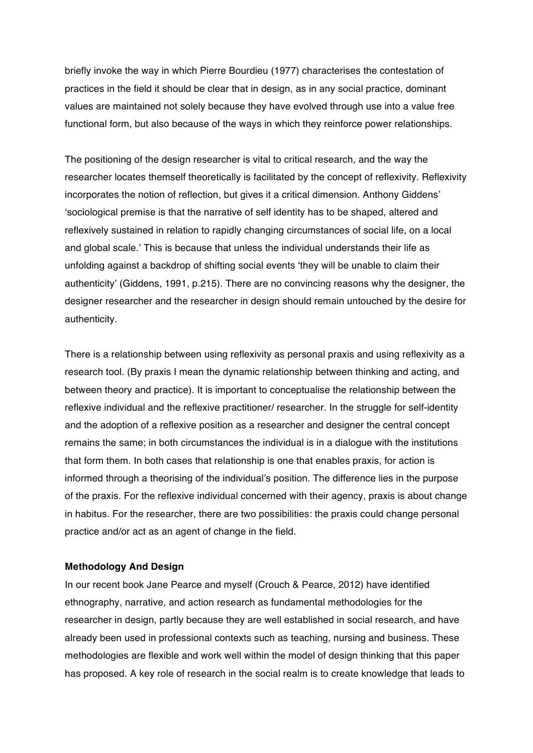briefly invoke the way in which Pierre Bourdieu (1977) characterises the contestation of practices in the field it should be clear that in design, as in any social practice, dominant values are maintained not solely because they have evolved through use into a value free functional form, but also because of the ways in which they reinforce power relationships.

The positioning of the design researcher is vital to critical research, and the way the researcher locates themself theoretically is facilitated by the concept of reflexivity. Reflexivity incorporates the notion of reflection, but gives it a critical dimension. Anthony Giddens' 'sociological premise is that the narrative of self identity has to be shaped, altered and reflexively sustained in relation to rapidly changing circumstances of social life, on a local and global scale.' This is because that unless the individual understands their life as unfolding against a backdrop of shifting social events 'they will be unable to claim their authenticity' (Giddens, 1991, p.215). There are no convincing reasons why the designer, the designer researcher and the researcher in design should remain untouched by the desire for authenticity.

There is a relationship between using reflexivity as personal praxis and using reflexivity as a research tool. (By praxis I mean the dynamic relationship between thinking and acting, and between theory and practice). It is important to conceptualise the relationship between the reflexive individual and the reflexive practitioner/ researcher. In the struggle for self-identity and the adoption of a reflexive position as a researcher and designer the central concept remains the same; in both circumstances the individual is in a dialogue with the institutions that form them. In both cases that relationship is one that enables praxis, for action is informed through a theorising of the individual's position. The difference lies in the purpose of the praxis. For the reflexive individual concerned with their agency, praxis is about change in habitus. For the researcher, there are two possibilities: the praxis could change personal practice and/or act as an agent of change in the field.

**Methodology And Design**

In our recent book Jane Pearce and myself (Crouch & Pearce, 2012) have identified ethnography, narrative, and action research as fundamental methodologies for the researcher in design, partly because they are well established in social research, and have already been used in professional contexts such as teaching, nursing and business. These methodologies are flexible and work well within the model of design thinking that this paper has proposed. A key role of research in the social realm is to create knowledge that leads to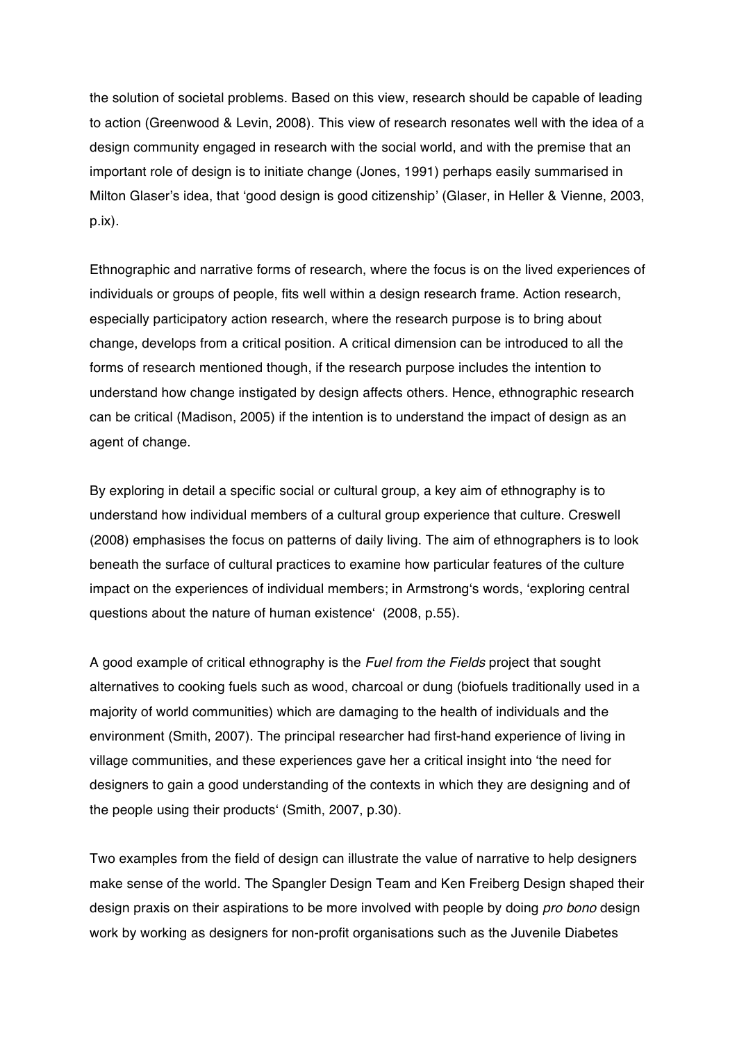the solution of societal problems. Based on this view, research should be capable of leading to action (Greenwood & Levin, 2008). This view of research resonates well with the idea of a design community engaged in research with the social world, and with the premise that an important role of design is to initiate change (Jones, 1991) perhaps easily summarised in Milton Glaser's idea, that 'good design is good citizenship' (Glaser, in Heller & Vienne, 2003, p.ix).

Ethnographic and narrative forms of research, where the focus is on the lived experiences of individuals or groups of people, fits well within a design research frame. Action research, especially participatory action research, where the research purpose is to bring about change, develops from a critical position. A critical dimension can be introduced to all the forms of research mentioned though, if the research purpose includes the intention to understand how change instigated by design affects others. Hence, ethnographic research can be critical (Madison, 2005) if the intention is to understand the impact of design as an agent of change.

By exploring in detail a specific social or cultural group, a key aim of ethnography is to understand how individual members of a cultural group experience that culture. Creswell (2008) emphasises the focus on patterns of daily living. The aim of ethnographers is to look beneath the surface of cultural practices to examine how particular features of the culture impact on the experiences of individual members; in Armstrong's words, 'exploring central questions about the nature of human existence' (2008, p.55).

A good example of critical ethnography is the *Fuel from the Fields* project that sought alternatives to cooking fuels such as wood, charcoal or dung (biofuels traditionally used in a majority of world communities) which are damaging to the health of individuals and the environment (Smith, 2007). The principal researcher had first-hand experience of living in village communities, and these experiences gave her a critical insight into 'the need for designers to gain a good understanding of the contexts in which they are designing and of the people using their products' (Smith, 2007, p.30).

Two examples from the field of design can illustrate the value of narrative to help designers make sense of the world. The Spangler Design Team and Ken Freiberg Design shaped their design praxis on their aspirations to be more involved with people by doing *pro bono* design work by working as designers for non-profit organisations such as the Juvenile Diabetes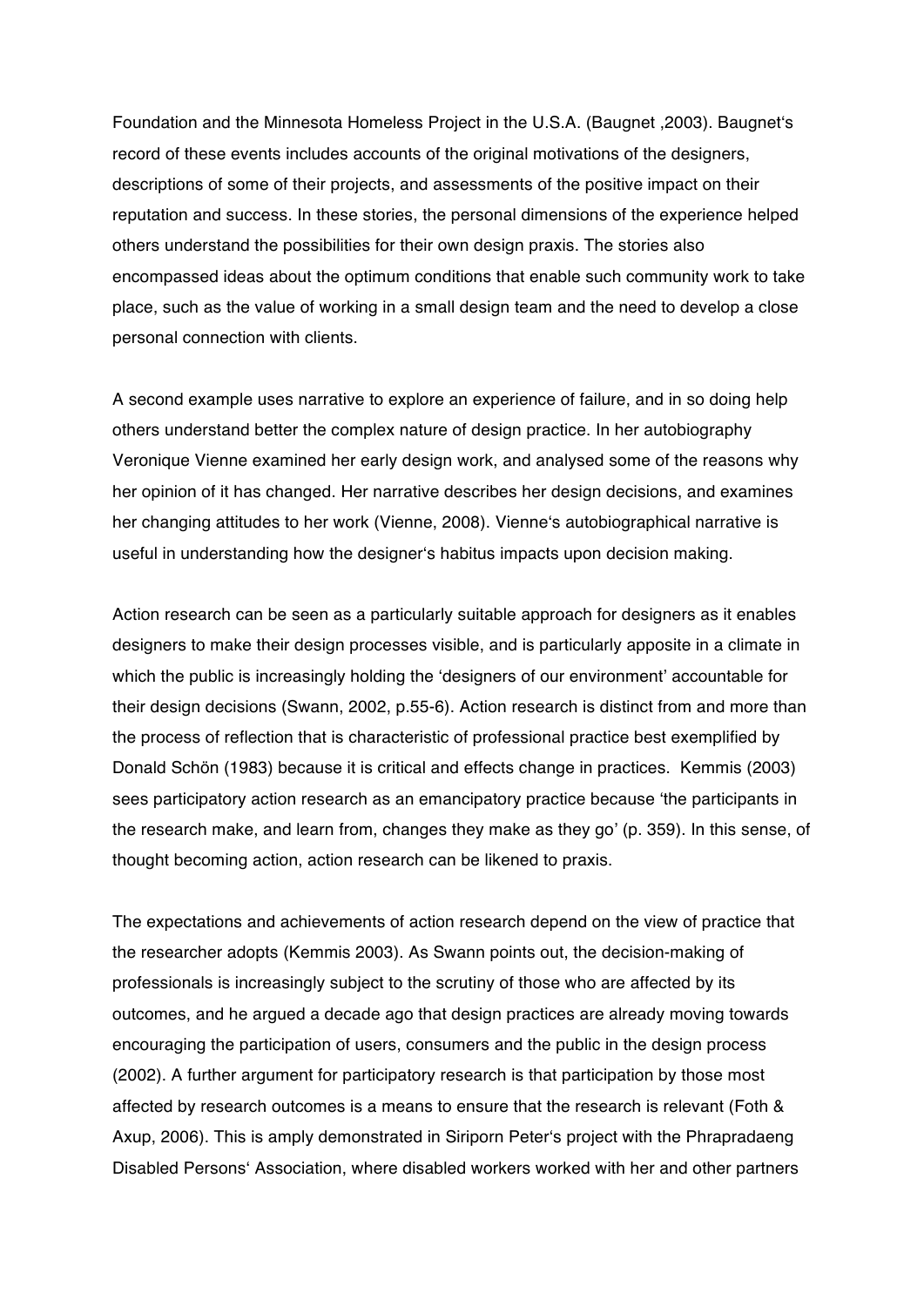Foundation and the Minnesota Homeless Project in the U.S.A. (Baugnet ,2003). Baugnet's record of these events includes accounts of the original motivations of the designers, descriptions of some of their projects, and assessments of the positive impact on their reputation and success. In these stories, the personal dimensions of the experience helped others understand the possibilities for their own design praxis. The stories also encompassed ideas about the optimum conditions that enable such community work to take place, such as the value of working in a small design team and the need to develop a close personal connection with clients.

A second example uses narrative to explore an experience of failure, and in so doing help others understand better the complex nature of design practice. In her autobiography Veronique Vienne examined her early design work, and analysed some of the reasons why her opinion of it has changed. Her narrative describes her design decisions, and examines her changing attitudes to her work (Vienne, 2008). Vienne's autobiographical narrative is useful in understanding how the designer's habitus impacts upon decision making.

Action research can be seen as a particularly suitable approach for designers as it enables designers to make their design processes visible, and is particularly apposite in a climate in which the public is increasingly holding the 'designers of our environment' accountable for their design decisions (Swann, 2002, p.55-6). Action research is distinct from and more than the process of reflection that is characteristic of professional practice best exemplified by Donald Schön (1983) because it is critical and effects change in practices. Kemmis (2003) sees participatory action research as an emancipatory practice because 'the participants in the research make, and learn from, changes they make as they go' (p. 359). In this sense, of thought becoming action, action research can be likened to praxis.

The expectations and achievements of action research depend on the view of practice that the researcher adopts (Kemmis 2003). As Swann points out, the decision-making of professionals is increasingly subject to the scrutiny of those who are affected by its outcomes, and he argued a decade ago that design practices are already moving towards encouraging the participation of users, consumers and the public in the design process (2002). A further argument for participatory research is that participation by those most affected by research outcomes is a means to ensure that the research is relevant (Foth & Axup, 2006). This is amply demonstrated in Siriporn Peter's project with the Phrapradaeng Disabled Persons' Association, where disabled workers worked with her and other partners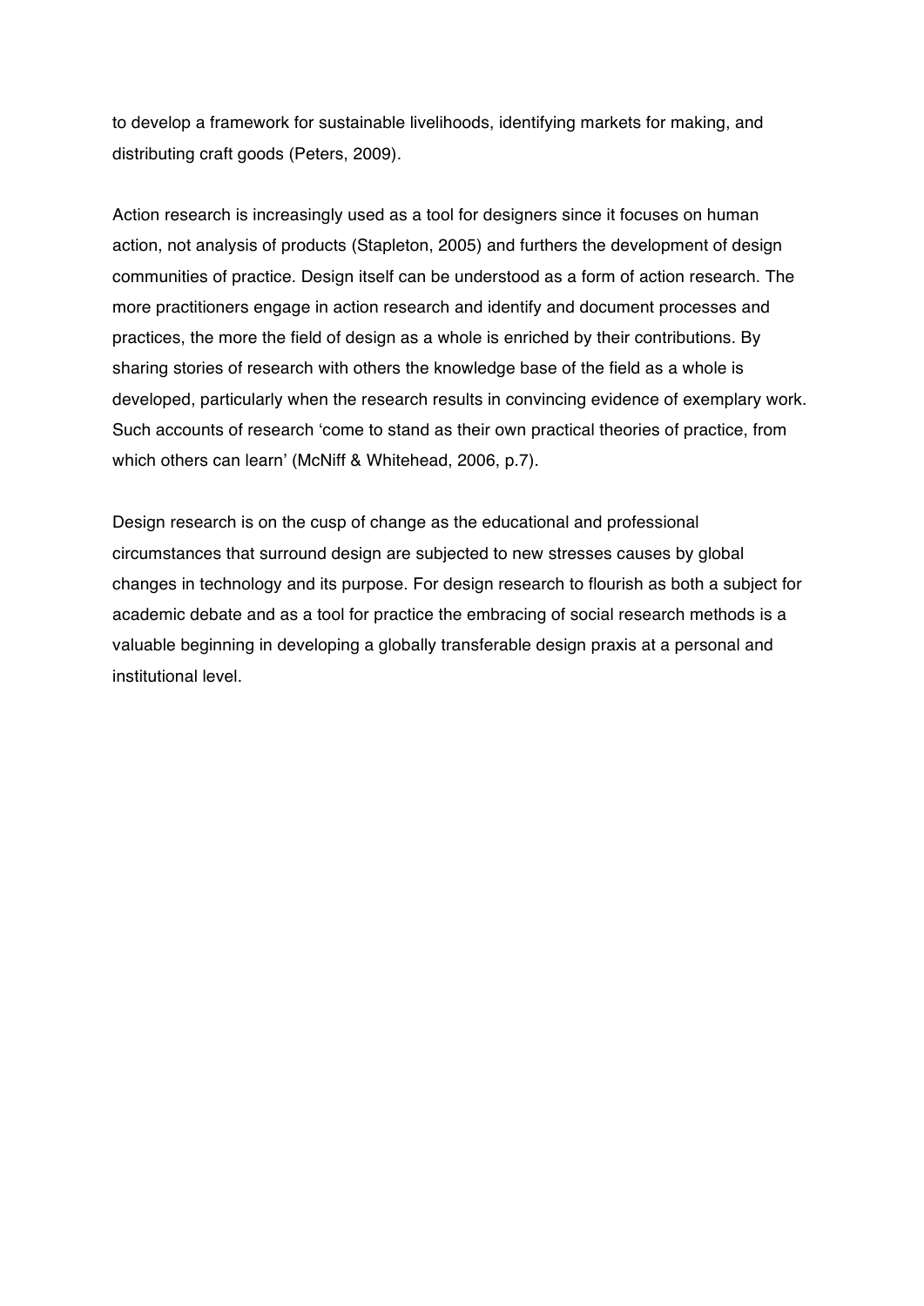to develop a framework for sustainable livelihoods, identifying markets for making, and distributing craft goods (Peters, 2009).

Action research is increasingly used as a tool for designers since it focuses on human action, not analysis of products (Stapleton, 2005) and furthers the development of design communities of practice. Design itself can be understood as a form of action research. The more practitioners engage in action research and identify and document processes and practices, the more the field of design as a whole is enriched by their contributions. By sharing stories of research with others the knowledge base of the field as a whole is developed, particularly when the research results in convincing evidence of exemplary work. Such accounts of research 'come to stand as their own practical theories of practice, from which others can learn' (McNiff & Whitehead, 2006, p.7).

Design research is on the cusp of change as the educational and professional circumstances that surround design are subjected to new stresses causes by global changes in technology and its purpose. For design research to flourish as both a subject for academic debate and as a tool for practice the embracing of social research methods is a valuable beginning in developing a globally transferable design praxis at a personal and institutional level.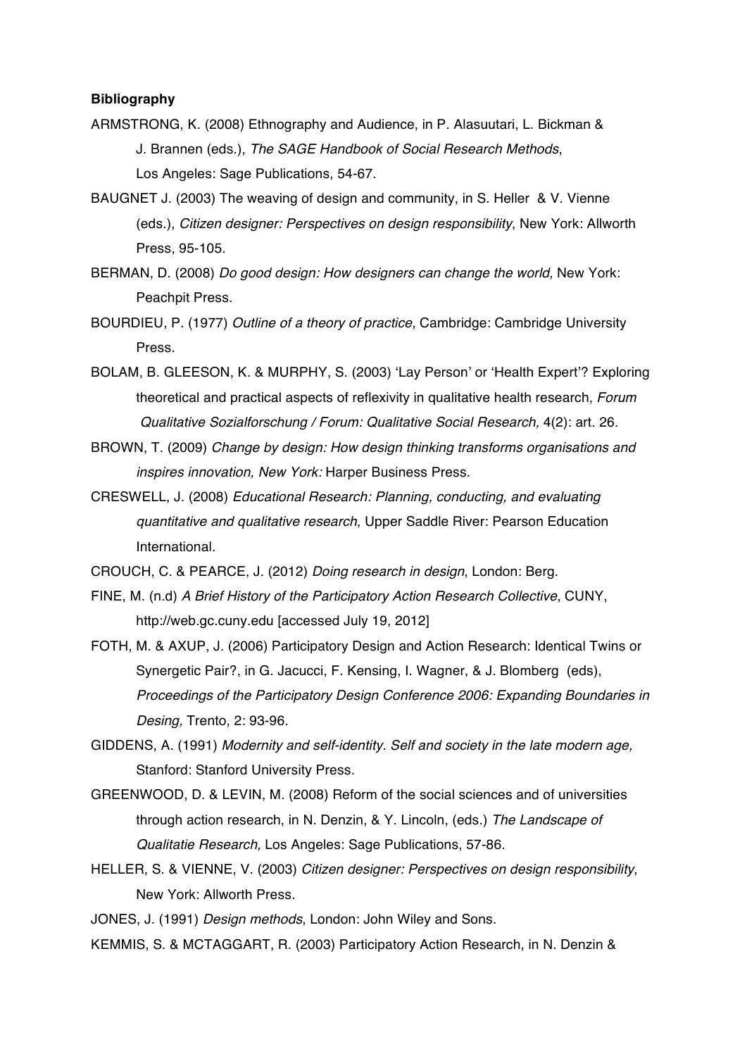**Bibliography**

ARMSTRONG, K. (2008) Ethnography and Audience, in P. Alasuutari, L. Bickman & J. Brannen (eds.), *The SAGE Handbook of Social Research Methods*, Los Angeles: Sage Publications, 54-67.

BAUGNET J. (2003) The weaving of design and community, in S. Heller & V. Vienne (eds.), *Citizen designer: Perspectives on design responsibility*, New York: Allworth Press, 95-105.

BERMAN, D. (2008) *Do good design: How designers can change the world*, New York: Peachpit Press.

BOURDIEU, P. (1977) *Outline of a theory of practice,* Cambridge: Cambridge University Press.

BOLAM, B. GLEESON, K. & MURPHY, S. (2003) 'Lay Person' or 'Health Expert'? Exploring theoretical and practical aspects of reflexivity in qualitative health research, *Forum Qualitative Sozialforschung / Forum: Qualitative Social Research,* 4(2): art. 26.

BROWN, T. (2009) *Change by design: How design thinking transforms organisations and inspires innovation, New York:* Harper Business Press.

CRESWELL, J. (2008) *Educational Research: Planning, conducting, and evaluating quantitative and qualitative research*, Upper Saddle River: Pearson Education International.

CROUCH, C. & PEARCE, J. (2012) *Doing research in design*, London: Berg.

FINE, M. (n.d) *A Brief History of the Participatory Action Research Collective*, CUNY, http://web.gc.cuny.edu [accessed July 19, 2012]

FOTH, M. & AXUP, J. (2006) Participatory Design and Action Research: Identical Twins or Synergetic Pair?, in G. Jacucci, F. Kensing, I. Wagner, & J. Blomberg (eds), *Proceedings of the Participatory Design Conference 2006: Expanding Boundaries in Desing,* Trento, 2: 93-96.

GIDDENS, A. (1991) *Modernity and self-identity. Self and society in the late modern age,* Stanford: Stanford University Press.

GREENWOOD, D. & LEVIN, M. (2008) Reform of the social sciences and of universities through action research, in N. Denzin, & Y. Lincoln, (eds.) *The Landscape of Qualitatie Research,* Los Angeles: Sage Publications, 57-86.

HELLER, S. & VIENNE, V. (2003) *Citizen designer: Perspectives on design responsibility*, New York: Allworth Press.

JONES, J. (1991) *Design methods*, London: John Wiley and Sons.

KEMMIS, S. & MCTAGGART, R. (2003) Participatory Action Research, in N. Denzin &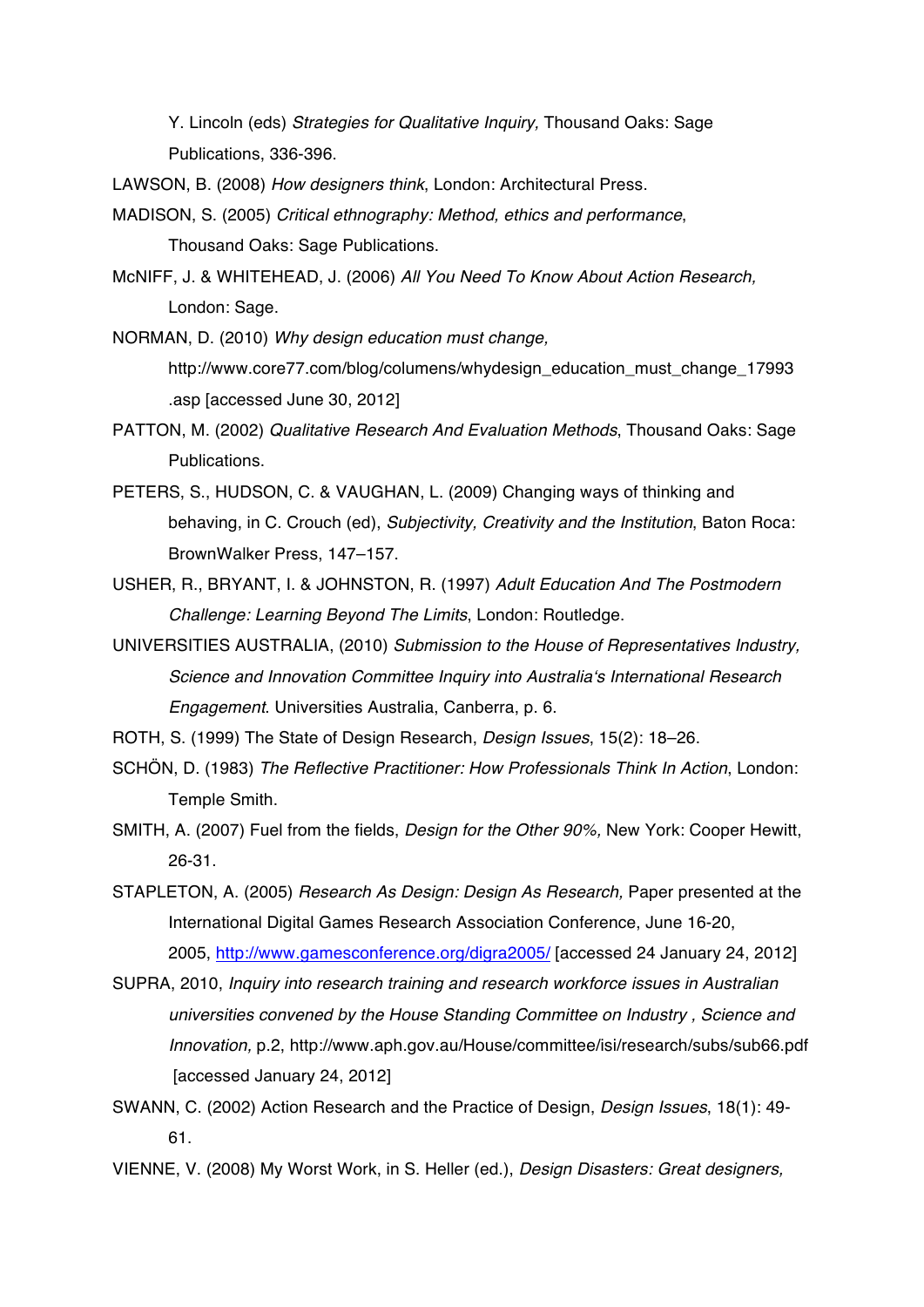Y. Lincoln (eds) *Strategies for Qualitative Inquiry,* Thousand Oaks: Sage Publications, 336-396.

LAWSON, B. (2008) *How designers think*, London: Architectural Press.

MADISON, S. (2005) *Critical ethnography: Method, ethics and performance*, Thousand Oaks: Sage Publications.

McNIFF, J. & WHITEHEAD, J. (2006) *All You Need To Know About Action Research,* London: Sage.

NORMAN, D. (2010) *Why design education must change,* http://www.core77.com/blog/columens/whydesign_education_must_change_17993.asp [accessed June 30, 2012]

PATTON, M. (2002) *Qualitative Research And Evaluation Methods*, Thousand Oaks: Sage Publications.

PETERS, S., HUDSON, C. & VAUGHAN, L. (2009) Changing ways of thinking and behaving, in C. Crouch (ed), *Subjectivity, Creativity and the Institution*, Baton Roca: BrownWalker Press, 147–157.

USHER, R., BRYANT, I. & JOHNSTON, R. (1997) *Adult Education And The Postmodern Challenge: Learning Beyond The Limits*, London: Routledge.

UNIVERSITIES AUSTRALIA, (2010) *Submission to the House of Representatives Industry, Science and Innovation Committee Inquiry into Australia's International Research Engagement*. Universities Australia, Canberra, p. 6.

ROTH, S. (1999) The State of Design Research, *Design Issues*, 15(2): 18–26.

SCHÖN, D. (1983) *The Reflective Practitioner: How Professionals Think In Action*, London: Temple Smith.

SMITH, A. (2007) Fuel from the fields, *Design for the Other 90%,* New York: Cooper Hewitt, 26-31.

STAPLETON, A. (2005) *Research As Design: Design As Research,* Paper presented at the International Digital Games Research Association Conference, June 16-20, 2005, http://www.gamesconference.org/digra2005/ [accessed 24 January 24, 2012]

SUPRA, 2010, *Inquiry into research training and research workforce issues in Australian universities convened by the House Standing Committee on Industry , Science and Innovation,* p.2, http://www.aph.gov.au/House/committee/isi/research/subs/sub66.pdf [accessed January 24, 2012]

SWANN, C. (2002) Action Research and the Practice of Design, *Design Issues*, 18(1): 49-61.

VIENNE, V. (2008) My Worst Work, in S. Heller (ed.), *Design Disasters: Great designers,*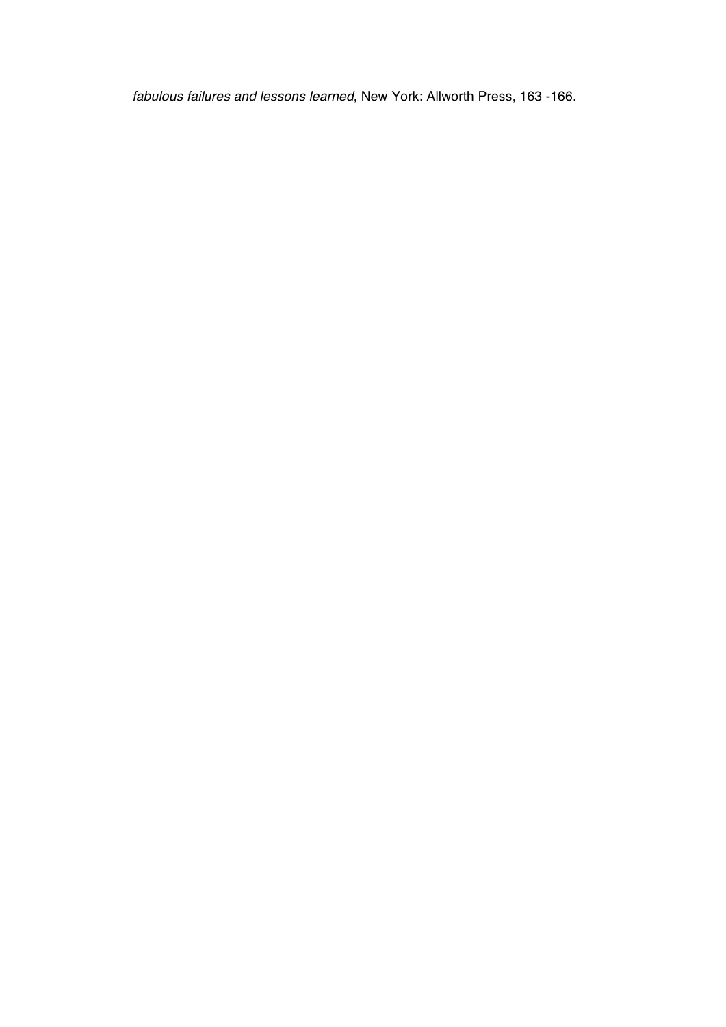*fabulous failures and lessons learned*, New York: Allworth Press, 163 -166.